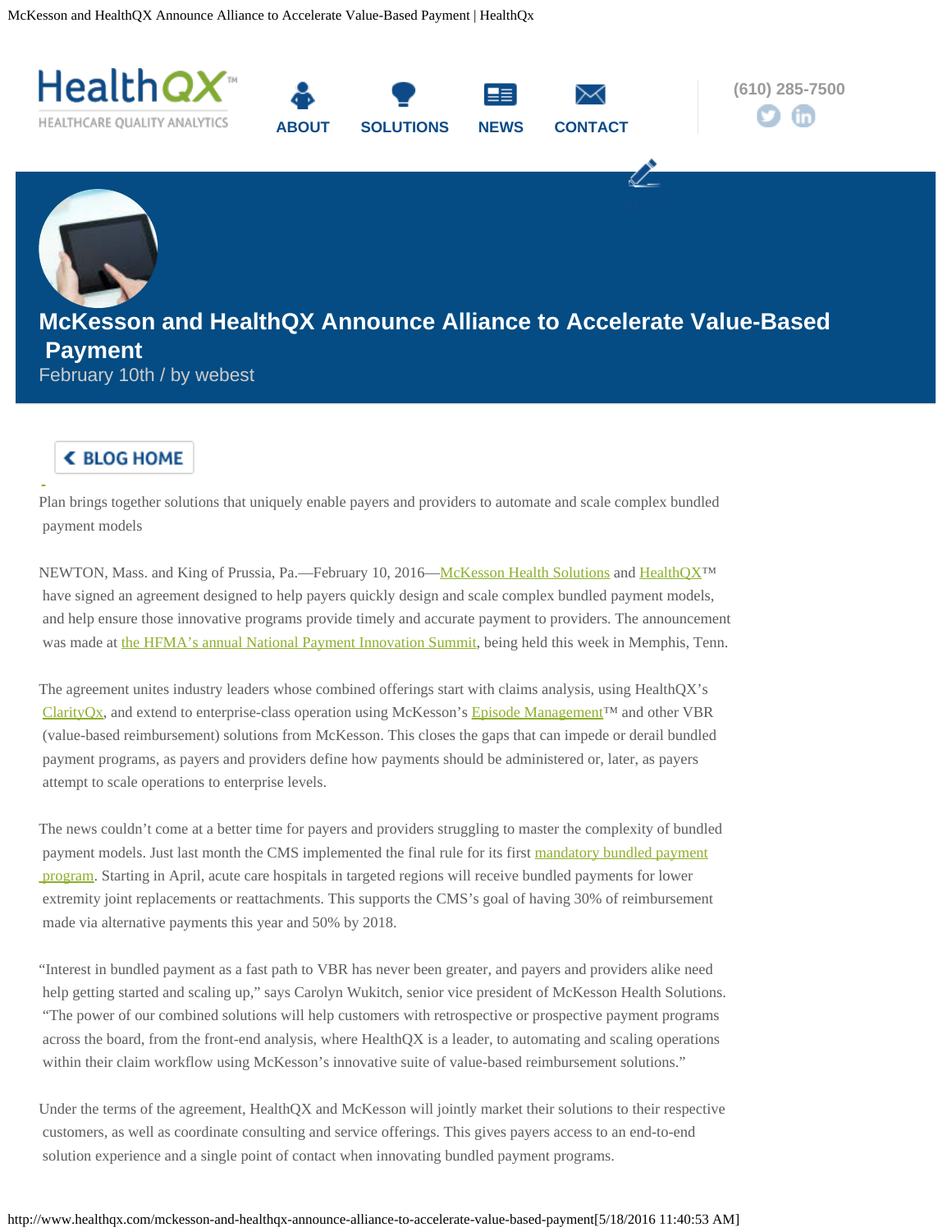# McKesson and HealthQX Announce Alliance to Accelerate Value-Based Payment

February 10th / by webest

Plan brings together solutions that uniquely enable payers and providers to automate and scale complex bundled payment models

NEWTON, Mass. and King of Prussia, Pa.—February 10, 2016—McKesson Health Solutions and HealthQX™ have signed an agreement designed to help payers quickly design and scale complex bundled payment models, and help ensure those innovative programs provide timely and accurate payment to providers. The announcement was made at the HFMA's annual National Payment Innovation Summit, being held this week in Memphis, Tenn.

The agreement unites industry leaders whose combined offerings start with claims analysis, using HealthQX's ClarityQx, and extend to enterprise-class operation using McKesson's Episode Management™ and other VBR (value-based reimbursement) solutions from McKesson. This closes the gaps that can impede or derail bundled payment programs, as payers and providers define how payments should be administered or, later, as payers attempt to scale operations to enterprise levels.

The news couldn't come at a better time for payers and providers struggling to master the complexity of bundled payment models. Just last month the CMS implemented the final rule for its first mandatory bundled payment program. Starting in April, acute care hospitals in targeted regions will receive bundled payments for lower extremity joint replacements or reattachments. This supports the CMS's goal of having 30% of reimbursement made via alternative payments this year and 50% by 2018.

"Interest in bundled payment as a fast path to VBR has never been greater, and payers and providers alike need help getting started and scaling up," says Carolyn Wukitch, senior vice president of McKesson Health Solutions. "The power of our combined solutions will help customers with retrospective or prospective payment programs across the board, from the front-end analysis, where HealthQX is a leader, to automating and scaling operations within their claim workflow using McKesson's innovative suite of value-based reimbursement solutions."

Under the terms of the agreement, HealthQX and McKesson will jointly market their solutions to their respective customers, as well as coordinate consulting and service offerings. This gives payers access to an end-to-end solution experience and a single point of contact when innovating bundled payment programs.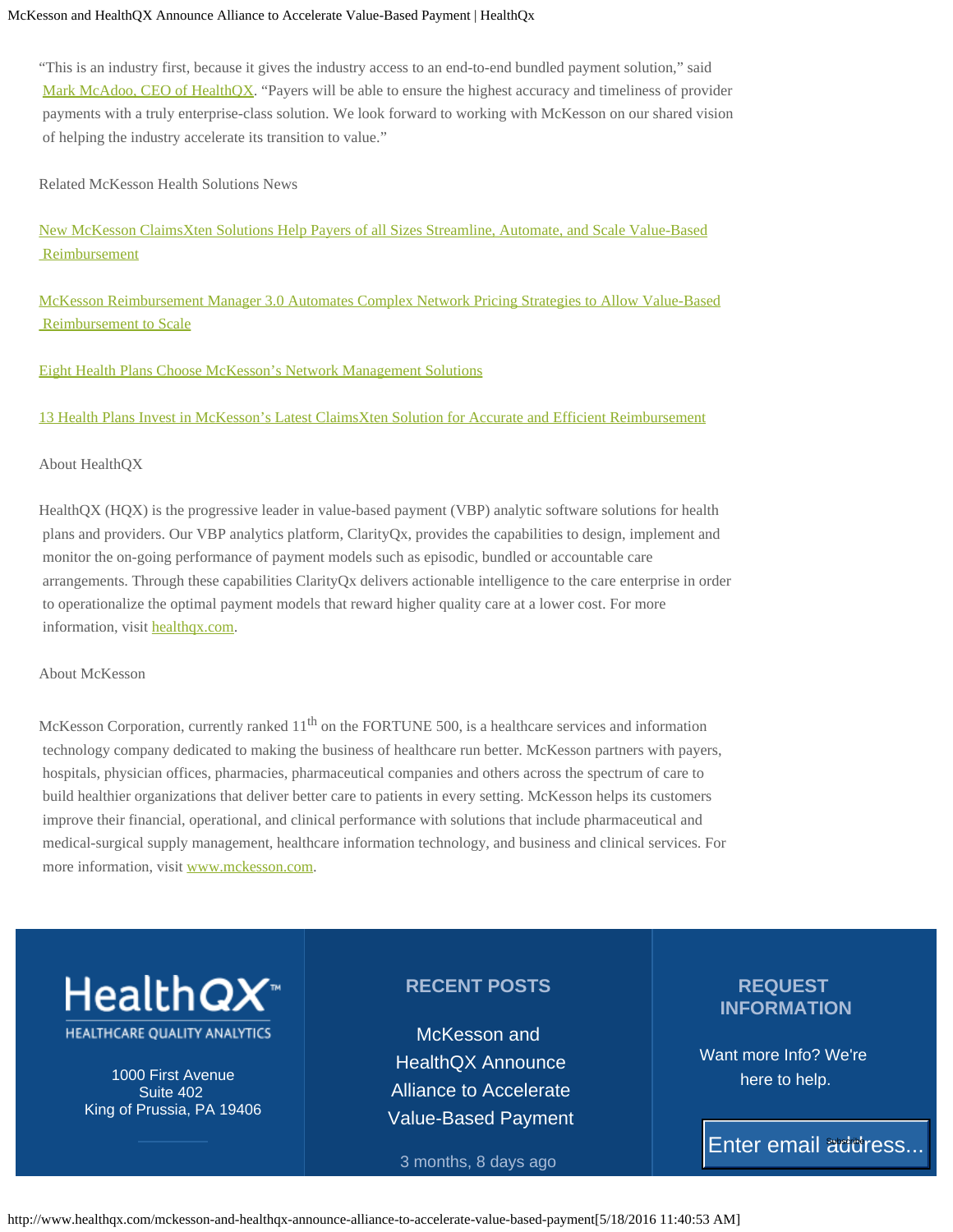"This is an industry first, because it gives the industry access to an end-to-end bundled payment solution," said Mark McAdoo, CEO of HealthQX. "Payers will be able to ensure the highest accuracy and timeliness of provider payments with a truly enterprise-class solution. We look forward to working with McKesson on our shared vision of helping the industry accelerate its transition to value."

Related McKesson Health Solutions News

New McKesson ClaimsXten Solutions Help Payers of all Sizes Streamline, Automate, and Scale Value-Based Reimbursement

McKesson Reimbursement Manager 3.0 Automates Complex Network Pricing Strategies to Allow Value-Based Reimbursement to Scale

Eight Health Plans Choose McKesson's Network Management Solutions

13 Health Plans Invest in McKesson's Latest ClaimsXten Solution for Accurate and Efficient Reimbursement

About HealthQX

HealthQX (HQX) is the progressive leader in value-based payment (VBP) analytic software solutions for health plans and providers. Our VBP analytics platform, ClarityQx, provides the capabilities to design, implement and monitor the on-going performance of payment models such as episodic, bundled or accountable care arrangements. Through these capabilities ClarityQx delivers actionable intelligence to the care enterprise in order to operationalize the optimal payment models that reward higher quality care at a lower cost. For more information, visit healthqx.com.

About McKesson

McKesson Corporation, currently ranked 11th on the FORTUNE 500, is a healthcare services and information technology company dedicated to making the business of healthcare run better. McKesson partners with payers, hospitals, physician offices, pharmacies, pharmaceutical companies and others across the spectrum of care to build healthier organizations that deliver better care to patients in every setting. McKesson helps its customers improve their financial, operational, and clinical performance with solutions that include pharmaceutical and medical-surgical supply management, healthcare information technology, and business and clinical services. For more information, visit www.mckesson.com.

HealthQX™
HEALTHCARE QUALITY ANALYTICS

1000 First Avenue
Suite 402
King of Prussia, PA 19406

**RECENT POSTS**

McKesson and HealthQX Announce Alliance to Accelerate Value-Based Payment

3 months, 8 days ago

**REQUEST INFORMATION**

Want more Info? We're here to help.

Enter email address...

Subscribe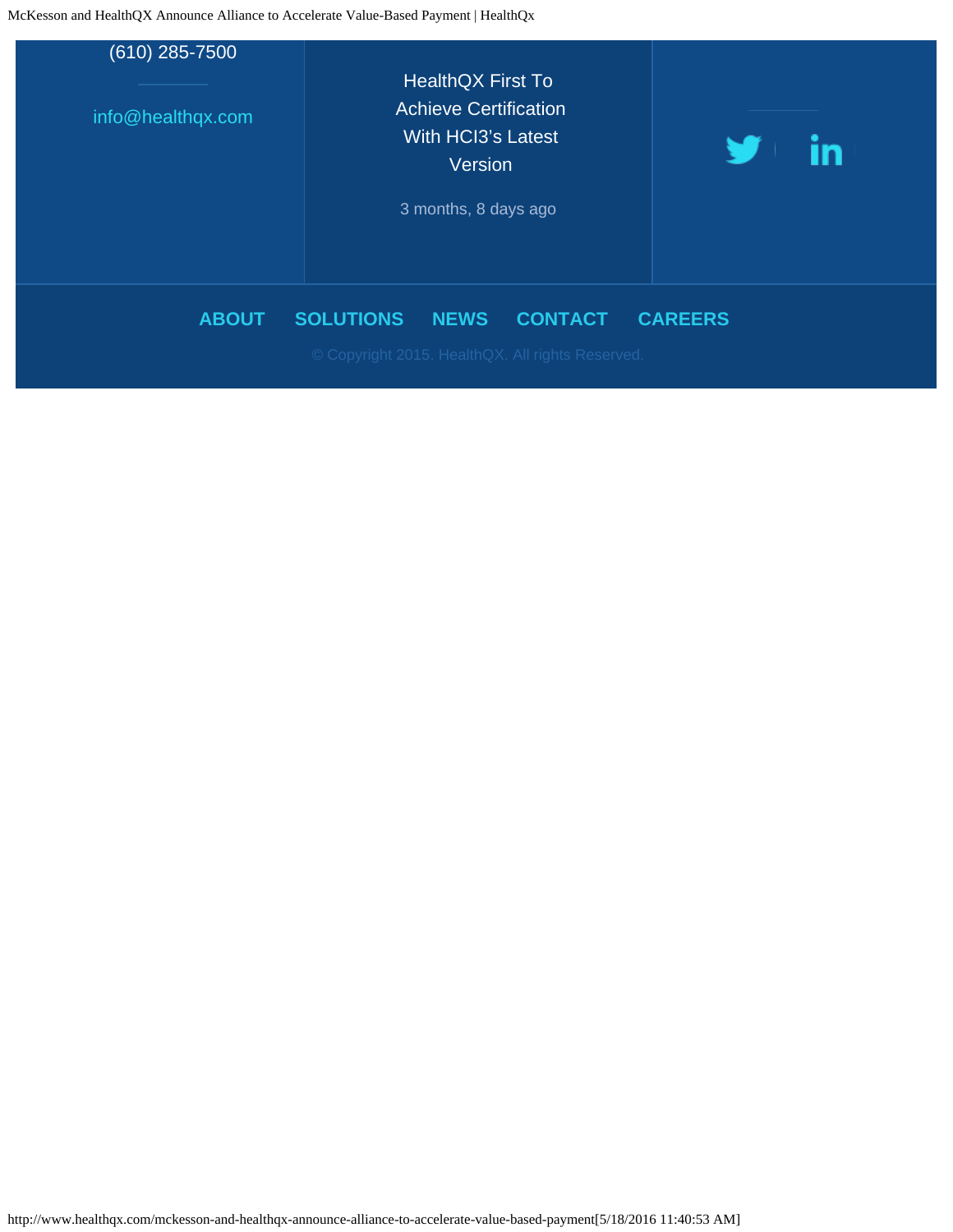(610) 285-7500

info@healthqx.com

HealthQX First To Achieve Certification With HCI3's Latest Version

3 months, 8 days ago

ABOUT SOLUTIONS NEWS CONTACT CAREERS

© Copyright 2015. HealthQX. All rights Reserved.